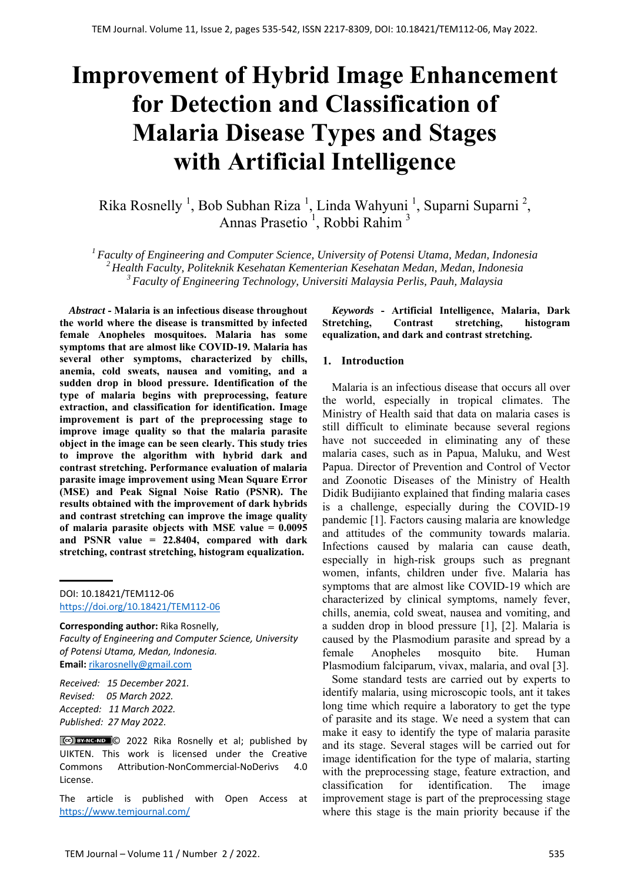# Improvement of Hybrid Image Enhancement for Detection and Classification of Malaria Disease Types and Stages with Artificial Intelligence

Rika Rosnelly [1], Bob Subhan Riza [1], Linda Wahyuni [1], Suparni Suparni [2], Annas Prasetio [1], Robbi Rahim [3]

*[1] Faculty of Engineering and Computer Science, University of Potensi Utama, Medan, Indonesia*
*[2] Health Faculty, Politeknik Kesehatan Kementerian Kesehatan Medan, Medan, Indonesia*
*[3] Faculty of Engineering Technology, Universiti Malaysia Perlis, Pauh, Malaysia*

***Abstract* - Malaria is an infectious disease throughout the world where the disease is transmitted by infected female Anopheles mosquitoes. Malaria has some symptoms that are almost like COVID-19. Malaria has several other symptoms, characterized by chills, anemia, cold sweats, nausea and vomiting, and a sudden drop in blood pressure. Identification of the type of malaria begins with preprocessing, feature extraction, and classification for identification. Image improvement is part of the preprocessing stage to improve image quality so that the malaria parasite object in the image can be seen clearly. This study tries to improve the algorithm with hybrid dark and contrast stretching. Performance evaluation of malaria parasite image improvement using Mean Square Error (MSE) and Peak Signal Noise Ratio (PSNR). The results obtained with the improvement of dark hybrids and contrast stretching can improve the image quality of malaria parasite objects with MSE value = 0.0095 and PSNR value = 22.8404, compared with dark stretching, contrast stretching, histogram equalization.**

DOI: 10.18421/TEM112-06
https://doi.org/10.18421/TEM112-06

**Corresponding author:** Rika Rosnelly,
*Faculty of Engineering and Computer Science, University of Potensi Utama, Medan, Indonesia.*
**Email:** rikarosnelly@gmail.com

*Received: 15 December 2021.*
*Revised: 05 March 2022.*
*Accepted: 11 March 2022.*
*Published: 27 May 2022.*

© 2022 Rika Rosnelly et al; published by UIKTEN. This work is licensed under the Creative Commons Attribution-NonCommercial-NoDerivs 4.0 License.

The article is published with Open Access at https://www.temjournal.com/

***Keywords* - Artificial Intelligence, Malaria, Dark Stretching, Contrast stretching, histogram equalization, and dark and contrast stretching.**

## 1. Introduction

Malaria is an infectious disease that occurs all over the world, especially in tropical climates. The Ministry of Health said that data on malaria cases is still difficult to eliminate because several regions have not succeeded in eliminating any of these malaria cases, such as in Papua, Maluku, and West Papua. Director of Prevention and Control of Vector and Zoonotic Diseases of the Ministry of Health Didik Budijianto explained that finding malaria cases is a challenge, especially during the COVID-19 pandemic [1]. Factors causing malaria are knowledge and attitudes of the community towards malaria. Infections caused by malaria can cause death, especially in high-risk groups such as pregnant women, infants, children under five. Malaria has symptoms that are almost like COVID-19 which are characterized by clinical symptoms, namely fever, chills, anemia, cold sweat, nausea and vomiting, and a sudden drop in blood pressure [1], [2]. Malaria is caused by the Plasmodium parasite and spread by a female Anopheles mosquito bite. Human Plasmodium falciparum, vivax, malaria, and oval [3].

Some standard tests are carried out by experts to identify malaria, using microscopic tools, ant it takes long time which require a laboratory to get the type of parasite and its stage. We need a system that can make it easy to identify the type of malaria parasite and its stage. Several stages will be carried out for image identification for the type of malaria, starting with the preprocessing stage, feature extraction, and classification for identification. The image improvement stage is part of the preprocessing stage where this stage is the main priority because if the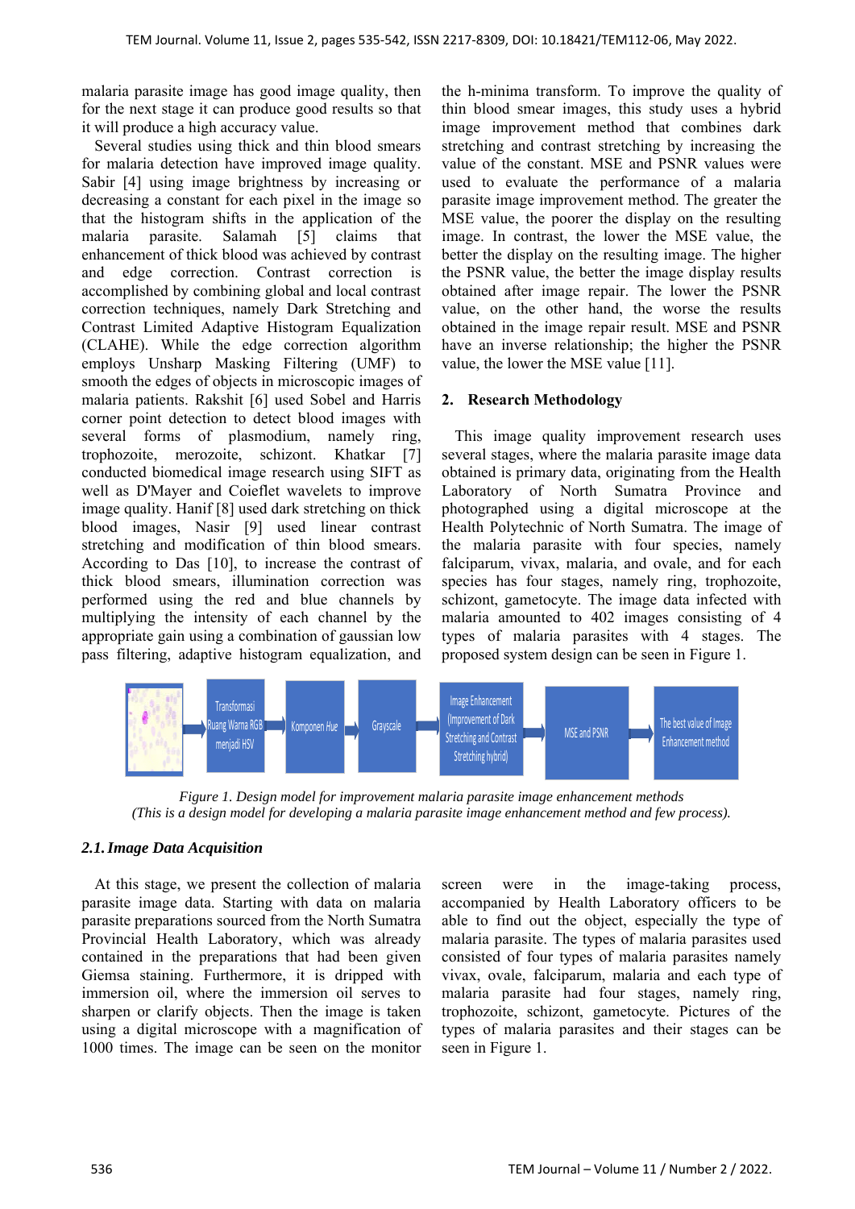malaria parasite image has good image quality, then for the next stage it can produce good results so that it will produce a high accuracy value.

Several studies using thick and thin blood smears for malaria detection have improved image quality. Sabir [4] using image brightness by increasing or decreasing a constant for each pixel in the image so that the histogram shifts in the application of the malaria parasite. Salamah [5] claims that enhancement of thick blood was achieved by contrast and edge correction. Contrast correction is accomplished by combining global and local contrast correction techniques, namely Dark Stretching and Contrast Limited Adaptive Histogram Equalization (CLAHE). While the edge correction algorithm employs Unsharp Masking Filtering (UMF) to smooth the edges of objects in microscopic images of malaria patients. Rakshit [6] used Sobel and Harris corner point detection to detect blood images with several forms of plasmodium, namely ring, trophozoite, merozoite, schizont. Khatkar [7] conducted biomedical image research using SIFT as well as D'Mayer and Coieflet wavelets to improve image quality. Hanif [8] used dark stretching on thick blood images, Nasir [9] used linear contrast stretching and modification of thin blood smears. According to Das [10], to increase the contrast of thick blood smears, illumination correction was performed using the red and blue channels by multiplying the intensity of each channel by the appropriate gain using a combination of gaussian low pass filtering, adaptive histogram equalization, and the h-minima transform. To improve the quality of thin blood smear images, this study uses a hybrid image improvement method that combines dark stretching and contrast stretching by increasing the value of the constant. MSE and PSNR values were used to evaluate the performance of a malaria parasite image improvement method. The greater the MSE value, the poorer the display on the resulting image. In contrast, the lower the MSE value, the better the display on the resulting image. The higher the PSNR value, the better the image display results obtained after image repair. The lower the PSNR value, on the other hand, the worse the results obtained in the image repair result. MSE and PSNR have an inverse relationship; the higher the PSNR value, the lower the MSE value [11].

## 2. Research Methodology

This image quality improvement research uses several stages, where the malaria parasite image data obtained is primary data, originating from the Health Laboratory of North Sumatra Province and photographed using a digital microscope at the Health Polytechnic of North Sumatra. The image of the malaria parasite with four species, namely falciparum, vivax, malaria, and ovale, and for each species has four stages, namely ring, trophozoite, schizont, gametocyte. The image data infected with malaria amounted to 402 images consisting of 4 types of malaria parasites with 4 stages. The proposed system design can be seen in Figure 1.

Transformasi Ruang Warna RGB menjadi HSV → Komponen *Hue* → Grayscale → Image Enhancement (Improvement of Dark Stretching and Contrast Stretching hybrid) → MSE and PSNR → The best value of Image Enhancement method

*Figure 1. Design model for improvement malaria parasite image enhancement methods*
*(This is a design model for developing a malaria parasite image enhancement method and few process).*

### *2.1. Image Data Acquisition*

At this stage, we present the collection of malaria parasite image data. Starting with data on malaria parasite preparations sourced from the North Sumatra Provincial Health Laboratory, which was already contained in the preparations that had been given Giemsa staining. Furthermore, it is dripped with immersion oil, where the immersion oil serves to sharpen or clarify objects. Then the image is taken using a digital microscope with a magnification of 1000 times. The image can be seen on the monitor screen were in the image-taking process, accompanied by Health Laboratory officers to be able to find out the object, especially the type of malaria parasite. The types of malaria parasites used consisted of four types of malaria parasites namely vivax, ovale, falciparum, malaria and each type of malaria parasite had four stages, namely ring, trophozoite, schizont, gametocyte. Pictures of the types of malaria parasites and their stages can be seen in Figure 1.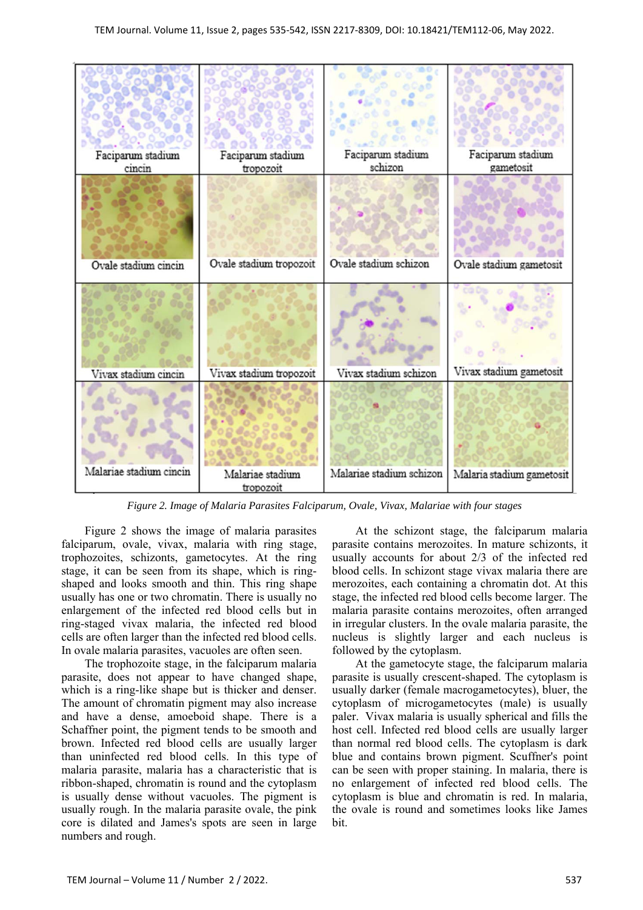*Figure 2. Image of Malaria Parasites Falciparum, Ovale, Vivax, Malariae with four stages*

Figure 2 shows the image of malaria parasites falciparum, ovale, vivax, malaria with ring stage, trophozoites, schizonts, gametocytes. At the ring stage, it can be seen from its shape, which is ring-shaped and looks smooth and thin. This ring shape usually has one or two chromatin. There is usually no enlargement of the infected red blood cells but in ring-staged vivax malaria, the infected red blood cells are often larger than the infected red blood cells. In ovale malaria parasites, vacuoles are often seen.

The trophozoite stage, in the falciparum malaria parasite, does not appear to have changed shape, which is a ring-like shape but is thicker and denser. The amount of chromatin pigment may also increase and have a dense, amoeboid shape. There is a Schaffner point, the pigment tends to be smooth and brown. Infected red blood cells are usually larger than uninfected red blood cells. In this type of malaria parasite, malaria has a characteristic that is ribbon-shaped, chromatin is round and the cytoplasm is usually dense without vacuoles. The pigment is usually rough. In the malaria parasite ovale, the pink core is dilated and James's spots are seen in large numbers and rough.

At the schizont stage, the falciparum malaria parasite contains merozoites. In mature schizonts, it usually accounts for about 2/3 of the infected red blood cells. In schizont stage vivax malaria there are merozoites, each containing a chromatin dot. At this stage, the infected red blood cells become larger. The malaria parasite contains merozoites, often arranged in irregular clusters. In the ovale malaria parasite, the nucleus is slightly larger and each nucleus is followed by the cytoplasm.

At the gametocyte stage, the falciparum malaria parasite is usually crescent-shaped. The cytoplasm is usually darker (female macrogametocytes), bluer, the cytoplasm of microgametocytes (male) is usually paler. Vivax malaria is usually spherical and fills the host cell. Infected red blood cells are usually larger than normal red blood cells. The cytoplasm is dark blue and contains brown pigment. Scuffner's point can be seen with proper staining. In malaria, there is no enlargement of infected red blood cells. The cytoplasm is blue and chromatin is red. In malaria, the ovale is round and sometimes looks like James bit.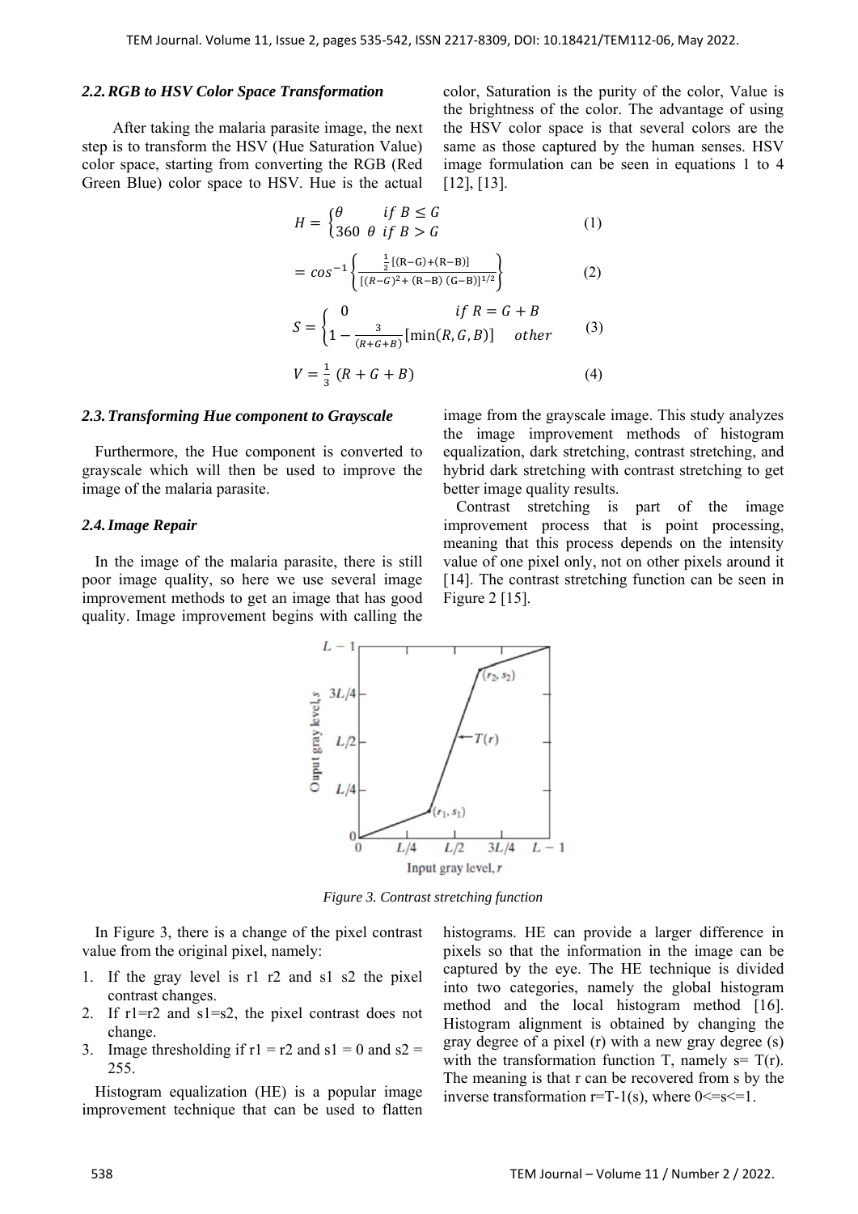### 2.2. RGB to HSV Color Space Transformation

After taking the malaria parasite image, the next step is to transform the HSV (Hue Saturation Value) color space, starting from converting the RGB (Red Green Blue) color space to HSV. Hue is the actual color, Saturation is the purity of the color, Value is the brightness of the color. The advantage of using the HSV color space is that several colors are the same as those captured by the human senses. HSV image formulation can be seen in equations 1 to 4 [12], [13].

$$H = \begin{cases} \theta & if\ B \leq G \\ 360\ \theta & if\ B > G \end{cases} \tag{1}$$

$$= cos^{-1}\left\{\frac{\frac{1}{2}[(R-G)+(R-B)]}{[(R-G)^2+(R-B)\ (G-B)]^{1/2}}\right\} \tag{2}$$

$$S = \begin{cases} 0 & if\ R = G + B \\ 1 - \frac{3}{(R+G+B)}[\min(R, G, B)] & other \end{cases} \tag{3}$$

$$V = \frac{1}{3}\ (R + G + B) \tag{4}$$

### 2.3. Transforming Hue component to Grayscale

Furthermore, the Hue component is converted to grayscale which will then be used to improve the image of the malaria parasite.

### 2.4. Image Repair

In the image of the malaria parasite, there is still poor image quality, so here we use several image improvement methods to get an image that has good quality. Image improvement begins with calling the image from the grayscale image. This study analyzes the image improvement methods of histogram equalization, dark stretching, contrast stretching, and hybrid dark stretching with contrast stretching to get better image quality results.

Contrast stretching is part of the image improvement process that is point processing, meaning that this process depends on the intensity value of one pixel only, not on other pixels around it [14]. The contrast stretching function can be seen in Figure 2 [15].

*Figure 3. Contrast stretching function*

In Figure 3, there is a change of the pixel contrast value from the original pixel, namely:

1. If the gray level is r1 r2 and s1 s2 the pixel contrast changes.
2. If r1=r2 and s1=s2, the pixel contrast does not change.
3. Image thresholding if r1 = r2 and s1 = 0 and s2 = 255.

Histogram equalization (HE) is a popular image improvement technique that can be used to flatten histograms. HE can provide a larger difference in pixels so that the information in the image can be captured by the eye. The HE technique is divided into two categories, namely the global histogram method and the local histogram method [16]. Histogram alignment is obtained by changing the gray degree of a pixel (r) with a new gray degree (s) with the transformation function T, namely s= T(r). The meaning is that r can be recovered from s by the inverse transformation r=T-1(s), where 0<=s<=1.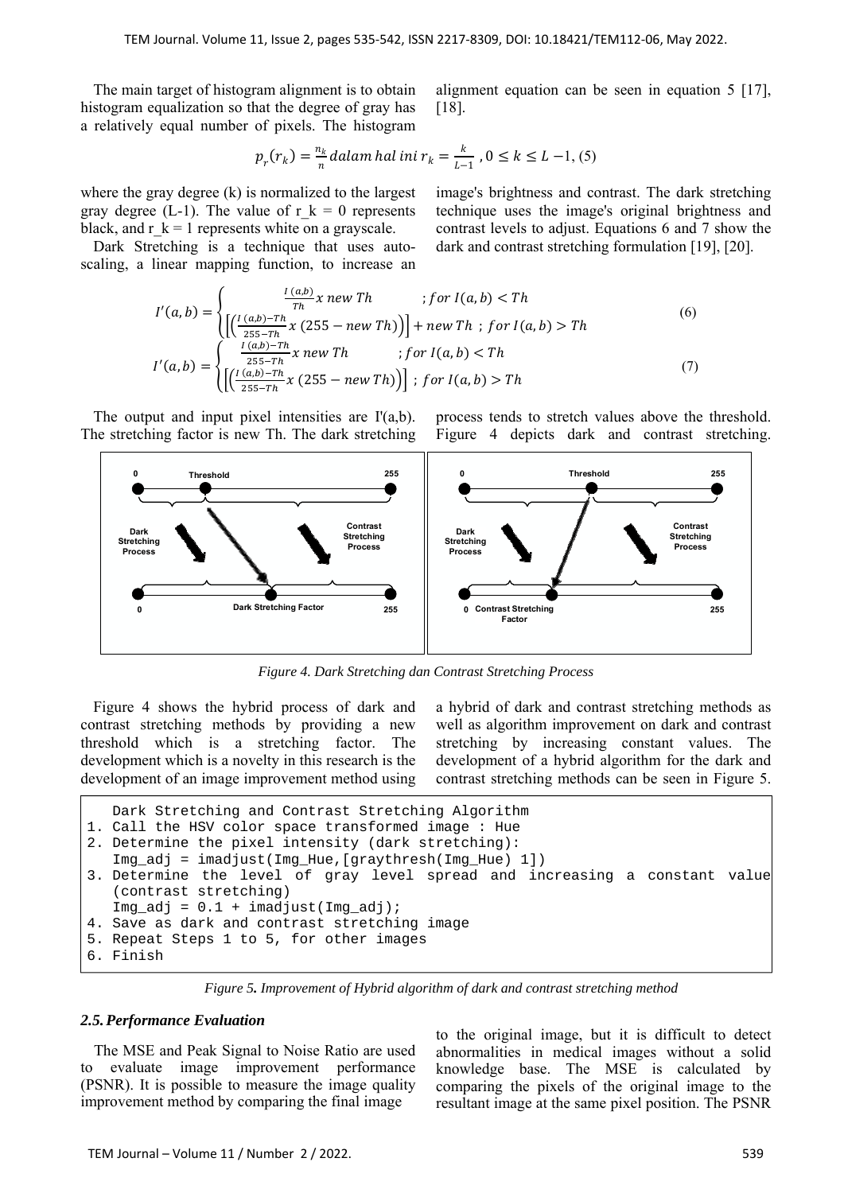The main target of histogram alignment is to obtain histogram equalization so that the degree of gray has a relatively equal number of pixels. The histogram alignment equation can be seen in equation 5 [17], [18].

$$p_r(r_k) = \frac{n_k}{n} \, dalam \, hal \, ini \; r_k = \frac{k}{L-1} \;, 0 \leq k \leq L-1, \quad (5)$$

where the gray degree (k) is normalized to the largest gray degree (L-1). The value of $r_k = 0$ represents black, and $r_k = 1$ represents white on a grayscale.

Dark Stretching is a technique that uses auto-scaling, a linear mapping function, to increase an image's brightness and contrast. The dark stretching technique uses the image's original brightness and contrast levels to adjust. Equations 6 and 7 show the dark and contrast stretching formulation [19], [20].

$$I'(a,b) = \begin{cases} \frac{I\,(a,b)}{Th} x \; new \; Th & ; for \; I(a,b) < Th \\ \left[\left(\frac{I\,(a,b)-Th}{255-Th} x \; (255 - new \; Th)\right)\right] + new \; Th & ; for \; I(a,b) > Th \end{cases} \quad (6)$$

$$I'(a,b) = \begin{cases} \frac{I\,(a,b)-Th}{255-Th} x \; new \; Th & ; for \; I(a,b) < Th \\ \left[\left(\frac{I\,(a,b)-Th}{255-Th} x \; (255 - new \; Th)\right)\right] & ; for \; I(a,b) > Th \end{cases} \quad (7)$$

The output and input pixel intensities are I'(a,b). The stretching factor is new Th. The dark stretching process tends to stretch values above the threshold. Figure 4 depicts dark and contrast stretching.

*Figure 4. Dark Stretching dan Contrast Stretching Process*

Figure 4 shows the hybrid process of dark and contrast stretching methods by providing a new threshold which is a stretching factor. The development which is a novelty in this research is the development of an image improvement method using a hybrid of dark and contrast stretching methods as well as algorithm improvement on dark and contrast stretching by increasing constant values. The development of a hybrid algorithm for the dark and contrast stretching methods can be seen in Figure 5.

```
   Dark Stretching and Contrast Stretching Algorithm
1. Call the HSV color space transformed image : Hue
2. Determine the pixel intensity (dark stretching):
   Img_adj = imadjust(Img_Hue,[graythresh(Img_Hue) 1])
3. Determine the level of gray level spread and increasing a constant value
   (contrast stretching)
   Img_adj = 0.1 + imadjust(Img_adj);
4. Save as dark and contrast stretching image
5. Repeat Steps 1 to 5, for other images
6. Finish
```

*Figure 5. Improvement of Hybrid algorithm of dark and contrast stretching method*

### 2.5. Performance Evaluation

The MSE and Peak Signal to Noise Ratio are used to evaluate image improvement performance (PSNR). It is possible to measure the image quality improvement method by comparing the final image to the original image, but it is difficult to detect abnormalities in medical images without a solid knowledge base. The MSE is calculated by comparing the pixels of the original image to the resultant image at the same pixel position. The PSNR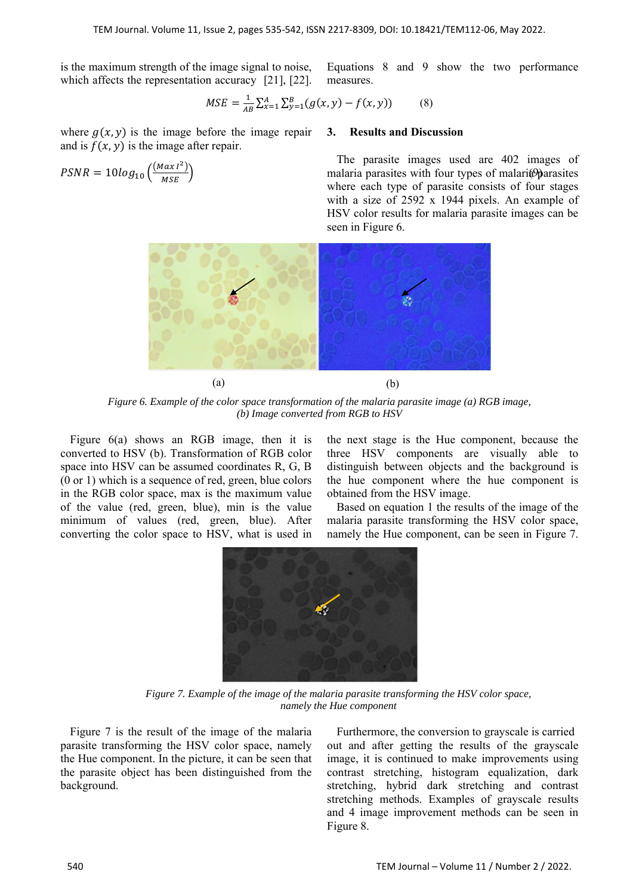is the maximum strength of the image signal to noise, which affects the representation accuracy [21], [22].

Equations 8 and 9 show the two performance measures.

$$MSE = \frac{1}{AB}\sum_{x=1}^{A}\sum_{y=1}^{B}(g(x,y) - f(x,y)) \qquad (8)$$

where $g(x,y)$ is the image before the image repair and is $f(x,y)$ is the image after repair.

$$PSNR = 10log_{10}\left(\frac{(Max\,I^2)}{MSE}\right) \qquad (9)$$

## 3. Results and Discussion

The parasite images used are 402 images of malaria parasites with four types of malaria parasites where each type of parasite consists of four stages with a size of 2592 x 1944 pixels. An example of HSV color results for malaria parasite images can be seen in Figure 6.

(a) (b)

*Figure 6. Example of the color space transformation of the malaria parasite image (a) RGB image, (b) Image converted from RGB to HSV*

Figure 6(a) shows an RGB image, then it is converted to HSV (b). Transformation of RGB color space into HSV can be assumed coordinates R, G, B (0 or 1) which is a sequence of red, green, blue colors in the RGB color space, max is the maximum value of the value (red, green, blue), min is the value minimum of values (red, green, blue). After converting the color space to HSV, what is used in the next stage is the Hue component, because the three HSV components are visually able to distinguish between objects and the background is the hue component where the hue component is obtained from the HSV image.

Based on equation 1 the results of the image of the malaria parasite transforming the HSV color space, namely the Hue component, can be seen in Figure 7.

*Figure 7. Example of the image of the malaria parasite transforming the HSV color space, namely the Hue component*

Figure 7 is the result of the image of the malaria parasite transforming the HSV color space, namely the Hue component. In the picture, it can be seen that the parasite object has been distinguished from the background.

Furthermore, the conversion to grayscale is carried out and after getting the results of the grayscale image, it is continued to make improvements using contrast stretching, histogram equalization, dark stretching, hybrid dark stretching and contrast stretching methods. Examples of grayscale results and 4 image improvement methods can be seen in Figure 8.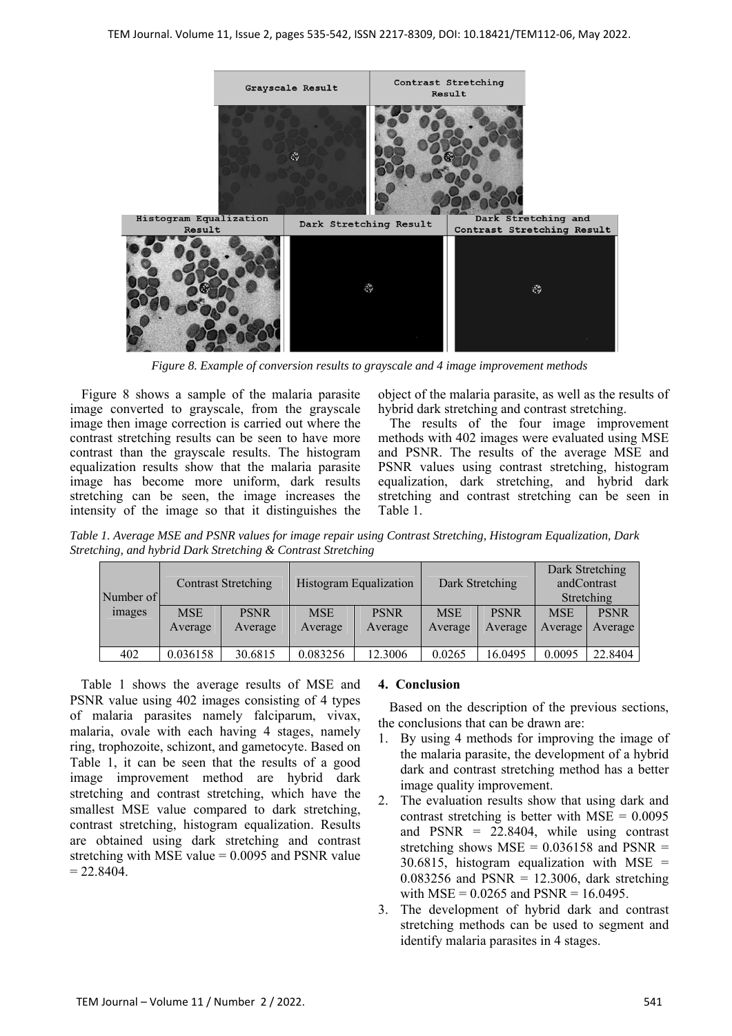*Figure 8. Example of conversion results to grayscale and 4 image improvement methods*

Figure 8 shows a sample of the malaria parasite image converted to grayscale, from the grayscale image then image correction is carried out where the contrast stretching results can be seen to have more contrast than the grayscale results. The histogram equalization results show that the malaria parasite image has become more uniform, dark results stretching can be seen, the image increases the intensity of the image so that it distinguishes the object of the malaria parasite, as well as the results of hybrid dark stretching and contrast stretching.

The results of the four image improvement methods with 402 images were evaluated using MSE and PSNR. The results of the average MSE and PSNR values using contrast stretching, histogram equalization, dark stretching, and hybrid dark stretching and contrast stretching can be seen in Table 1.

*Table 1. Average MSE and PSNR values for image repair using Contrast Stretching, Histogram Equalization, Dark Stretching, and hybrid Dark Stretching & Contrast Stretching*

| Number of images | Contrast Stretching | | Histogram Equalization | | Dark Stretching | | Dark Stretching andContrast Stretching | |
|---|---|---|---|---|---|---|---|---|
| | MSE Average | PSNR Average | MSE Average | PSNR Average | MSE Average | PSNR Average | MSE Average | PSNR Average |
| 402 | 0.036158 | 30.6815 | 0.083256 | 12.3006 | 0.0265 | 16.0495 | 0.0095 | 22.8404 |

Table 1 shows the average results of MSE and PSNR value using 402 images consisting of 4 types of malaria parasites namely falciparum, vivax, malaria, ovale with each having 4 stages, namely ring, trophozoite, schizont, and gametocyte. Based on Table 1, it can be seen that the results of a good image improvement method are hybrid dark stretching and contrast stretching, which have the smallest MSE value compared to dark stretching, contrast stretching, histogram equalization. Results are obtained using dark stretching and contrast stretching with MSE value = 0.0095 and PSNR value = 22.8404.

## 4. Conclusion

Based on the description of the previous sections, the conclusions that can be drawn are:

1. By using 4 methods for improving the image of the malaria parasite, the development of a hybrid dark and contrast stretching method has a better image quality improvement.
2. The evaluation results show that using dark and contrast stretching is better with MSE = 0.0095 and PSNR = 22.8404, while using contrast stretching shows MSE = 0.036158 and PSNR = 30.6815, histogram equalization with MSE = 0.083256 and PSNR = 12.3006, dark stretching with MSE = 0.0265 and PSNR = 16.0495.
3. The development of hybrid dark and contrast stretching methods can be used to segment and identify malaria parasites in 4 stages.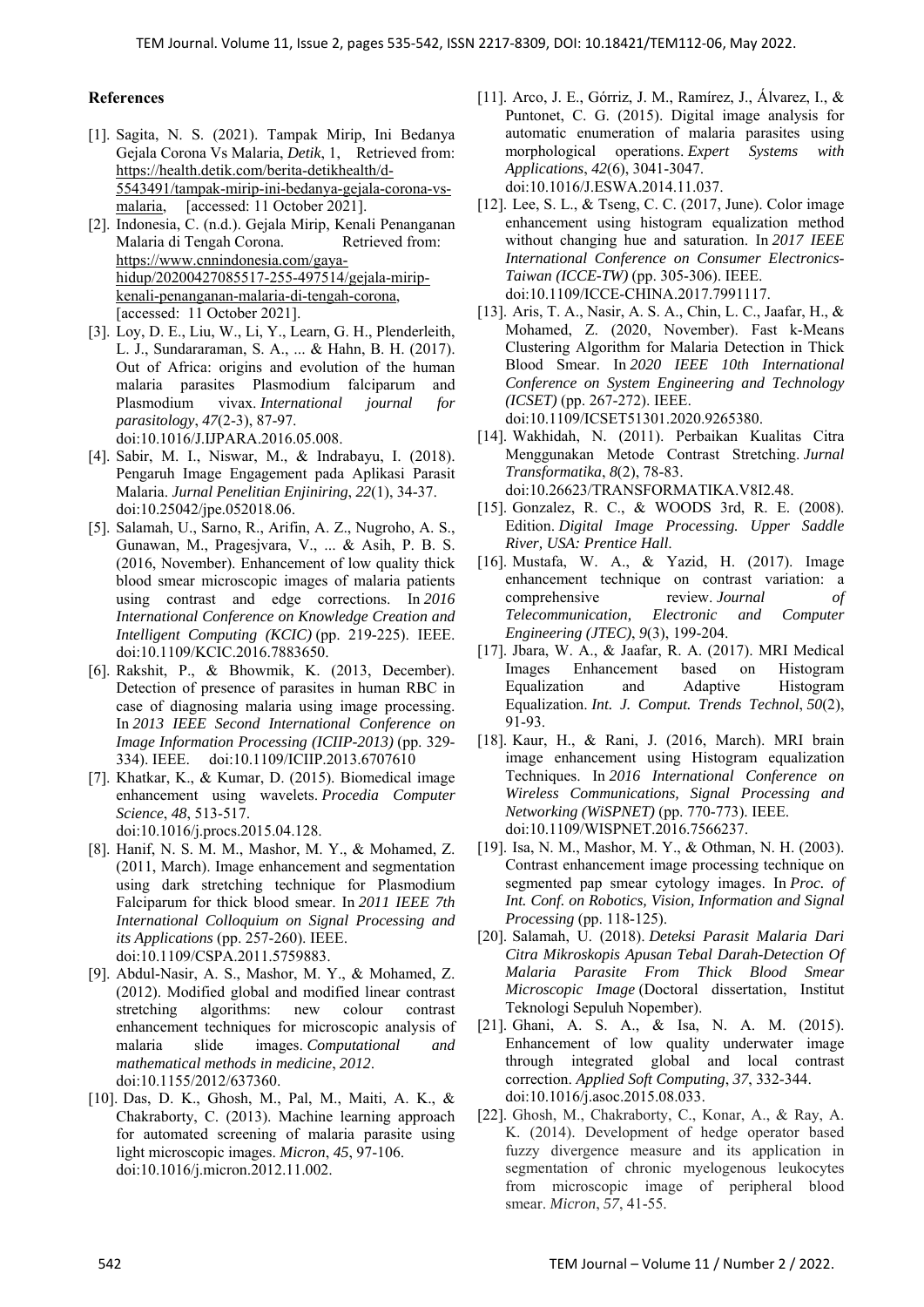## References

[1]. Sagita, N. S. (2021). Tampak Mirip, Ini Bedanya Gejala Corona Vs Malaria, *Detik*, 1, Retrieved from: https://health.detik.com/berita-detikhealth/d-5543491/tampak-mirip-ini-bedanya-gejala-corona-vs-malaria, [accessed: 11 October 2021].

[2]. Indonesia, C. (n.d.). Gejala Mirip, Kenali Penanganan Malaria di Tengah Corona. Retrieved from: https://www.cnnindonesia.com/gaya-hidup/20200427085517-255-497514/gejala-mirip-kenali-penanganan-malaria-di-tengah-corona, [accessed: 11 October 2021].

[3]. Loy, D. E., Liu, W., Li, Y., Learn, G. H., Plenderleith, L. J., Sundararaman, S. A., ... & Hahn, B. H. (2017). Out of Africa: origins and evolution of the human malaria parasites Plasmodium falciparum and Plasmodium vivax. *International journal for parasitology*, *47*(2-3), 87-97. doi:10.1016/J.IJPARA.2016.05.008.

[4]. Sabir, M. I., Niswar, M., & Indrabayu, I. (2018). Pengaruh Image Engagement pada Aplikasi Parasit Malaria. *Jurnal Penelitian Enjiniring*, *22*(1), 34-37. doi:10.25042/jpe.052018.06.

[5]. Salamah, U., Sarno, R., Arifin, A. Z., Nugroho, A. S., Gunawan, M., Pragesjvara, V., ... & Asih, P. B. S. (2016, November). Enhancement of low quality thick blood smear microscopic images of malaria patients using contrast and edge corrections. In *2016 International Conference on Knowledge Creation and Intelligent Computing (KCIC)* (pp. 219-225). IEEE. doi:10.1109/KCIC.2016.7883650.

[6]. Rakshit, P., & Bhowmik, K. (2013, December). Detection of presence of parasites in human RBC in case of diagnosing malaria using image processing. In *2013 IEEE Second International Conference on Image Information Processing (ICIIP-2013)* (pp. 329-334). IEEE. doi:10.1109/ICIIP.2013.6707610

[7]. Khatkar, K., & Kumar, D. (2015). Biomedical image enhancement using wavelets. *Procedia Computer Science*, *48*, 513-517. doi:10.1016/j.procs.2015.04.128.

[8]. Hanif, N. S. M. M., Mashor, M. Y., & Mohamed, Z. (2011, March). Image enhancement and segmentation using dark stretching technique for Plasmodium Falciparum for thick blood smear. In *2011 IEEE 7th International Colloquium on Signal Processing and its Applications* (pp. 257-260). IEEE. doi:10.1109/CSPA.2011.5759883.

[9]. Abdul-Nasir, A. S., Mashor, M. Y., & Mohamed, Z. (2012). Modified global and modified linear contrast stretching algorithms: new colour contrast enhancement techniques for microscopic analysis of malaria slide images. *Computational and mathematical methods in medicine*, *2012*. doi:10.1155/2012/637360.

[10]. Das, D. K., Ghosh, M., Pal, M., Maiti, A. K., & Chakraborty, C. (2013). Machine learning approach for automated screening of malaria parasite using light microscopic images. *Micron*, *45*, 97-106. doi:10.1016/j.micron.2012.11.002.

[11]. Arco, J. E., Górriz, J. M., Ramírez, J., Álvarez, I., & Puntonet, C. G. (2015). Digital image analysis for automatic enumeration of malaria parasites using morphological operations. *Expert Systems with Applications*, *42*(6), 3041-3047. doi:10.1016/J.ESWA.2014.11.037.

[12]. Lee, S. L., & Tseng, C. C. (2017, June). Color image enhancement using histogram equalization method without changing hue and saturation. In *2017 IEEE International Conference on Consumer Electronics-Taiwan (ICCE-TW)* (pp. 305-306). IEEE. doi:10.1109/ICCE-CHINA.2017.7991117.

[13]. Aris, T. A., Nasir, A. S. A., Chin, L. C., Jaafar, H., & Mohamed, Z. (2020, November). Fast k-Means Clustering Algorithm for Malaria Detection in Thick Blood Smear. In *2020 IEEE 10th International Conference on System Engineering and Technology (ICSET)* (pp. 267-272). IEEE. doi:10.1109/ICSET51301.2020.9265380.

[14]. Wakhidah, N. (2011). Perbaikan Kualitas Citra Menggunakan Metode Contrast Stretching. *Jurnal Transformatika*, *8*(2), 78-83. doi:10.26623/TRANSFORMATIKA.V8I2.48.

[15]. Gonzalez, R. C., & WOODS 3rd, R. E. (2008). Edition. *Digital Image Processing. Upper Saddle River, USA: Prentice Hall*.

[16]. Mustafa, W. A., & Yazid, H. (2017). Image enhancement technique on contrast variation: a comprehensive review. *Journal of Telecommunication, Electronic and Computer Engineering (JTEC)*, *9*(3), 199-204.

[17]. Jbara, W. A., & Jaafar, R. A. (2017). MRI Medical Images Enhancement based on Histogram Equalization and Adaptive Histogram Equalization. *Int. J. Comput. Trends Technol*, *50*(2), 91-93.

[18]. Kaur, H., & Rani, J. (2016, March). MRI brain image enhancement using Histogram equalization Techniques. In *2016 International Conference on Wireless Communications, Signal Processing and Networking (WiSPNET)* (pp. 770-773). IEEE. doi:10.1109/WISPNET.2016.7566237.

[19]. Isa, N. M., Mashor, M. Y., & Othman, N. H. (2003). Contrast enhancement image processing technique on segmented pap smear cytology images. In *Proc. of Int. Conf. on Robotics, Vision, Information and Signal Processing* (pp. 118-125).

[20]. Salamah, U. (2018). *Deteksi Parasit Malaria Dari Citra Mikroskopis Apusan Tebal Darah-Detection Of Malaria Parasite From Thick Blood Smear Microscopic Image* (Doctoral dissertation, Institut Teknologi Sepuluh Nopember).

[21]. Ghani, A. S. A., & Isa, N. A. M. (2015). Enhancement of low quality underwater image through integrated global and local contrast correction. *Applied Soft Computing*, *37*, 332-344. doi:10.1016/j.asoc.2015.08.033.

[22]. Ghosh, M., Chakraborty, C., Konar, A., & Ray, A. K. (2014). Development of hedge operator based fuzzy divergence measure and its application in segmentation of chronic myelogenous leukocytes from microscopic image of peripheral blood smear. *Micron*, *57*, 41-55.